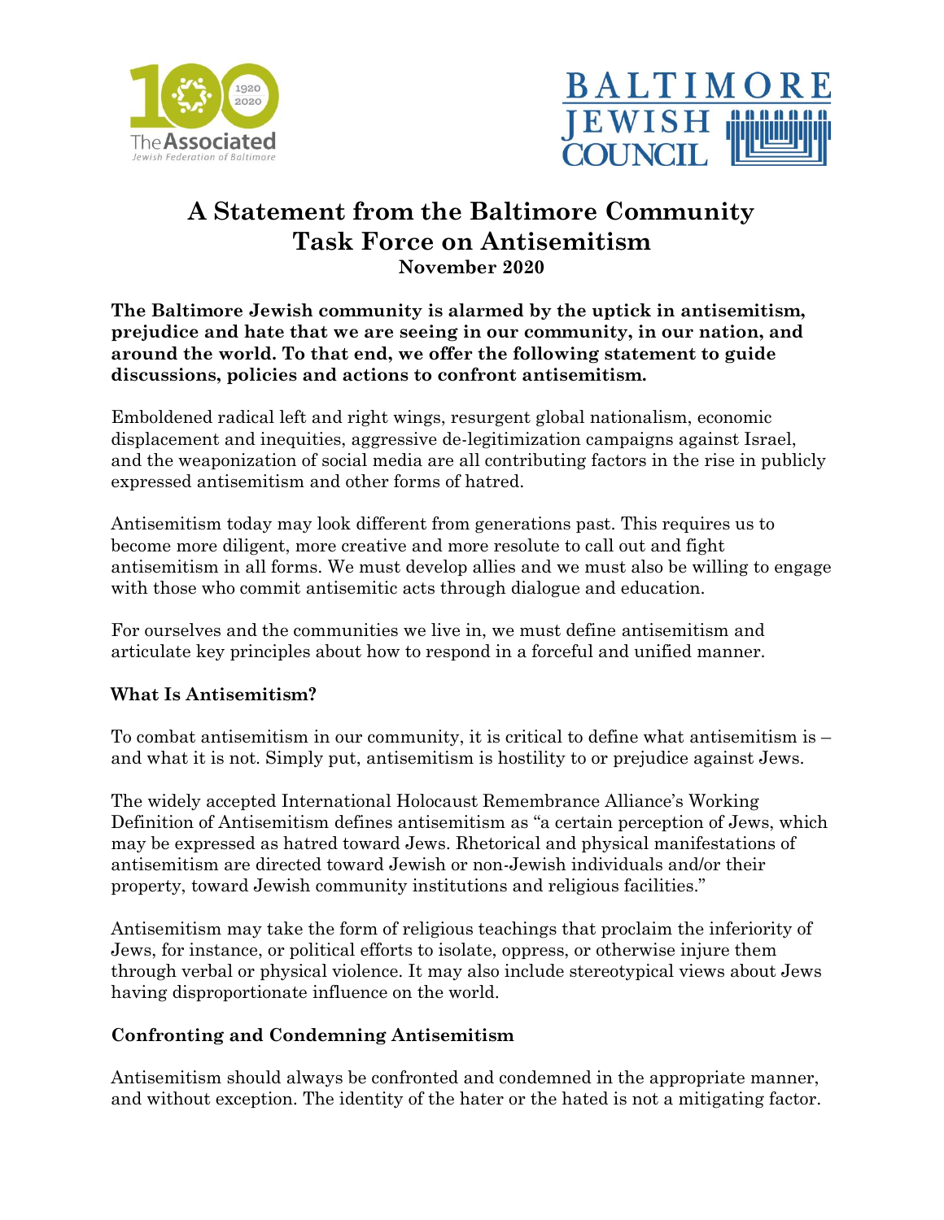# A Statement from the Baltimore Community Task Force on Antisemitism

**November 2020**

**The Baltimore Jewish community is alarmed by the uptick in antisemitism, prejudice and hate that we are seeing in our community, in our nation, and around the world. To that end, we offer the following statement to guide discussions, policies and actions to confront antisemitism.**

Emboldened radical left and right wings, resurgent global nationalism, economic displacement and inequities, aggressive de-legitimization campaigns against Israel, and the weaponization of social media are all contributing factors in the rise in publicly expressed antisemitism and other forms of hatred.

Antisemitism today may look different from generations past. This requires us to become more diligent, more creative and more resolute to call out and fight antisemitism in all forms. We must develop allies and we must also be willing to engage with those who commit antisemitic acts through dialogue and education.

For ourselves and the communities we live in, we must define antisemitism and articulate key principles about how to respond in a forceful and unified manner.

## What Is Antisemitism?

To combat antisemitism in our community, it is critical to define what antisemitism is – and what it is not. Simply put, antisemitism is hostility to or prejudice against Jews.

The widely accepted International Holocaust Remembrance Alliance's Working Definition of Antisemitism defines antisemitism as "a certain perception of Jews, which may be expressed as hatred toward Jews. Rhetorical and physical manifestations of antisemitism are directed toward Jewish or non-Jewish individuals and/or their property, toward Jewish community institutions and religious facilities."

Antisemitism may take the form of religious teachings that proclaim the inferiority of Jews, for instance, or political efforts to isolate, oppress, or otherwise injure them through verbal or physical violence. It may also include stereotypical views about Jews having disproportionate influence on the world.

## Confronting and Condemning Antisemitism

Antisemitism should always be confronted and condemned in the appropriate manner, and without exception. The identity of the hater or the hated is not a mitigating factor.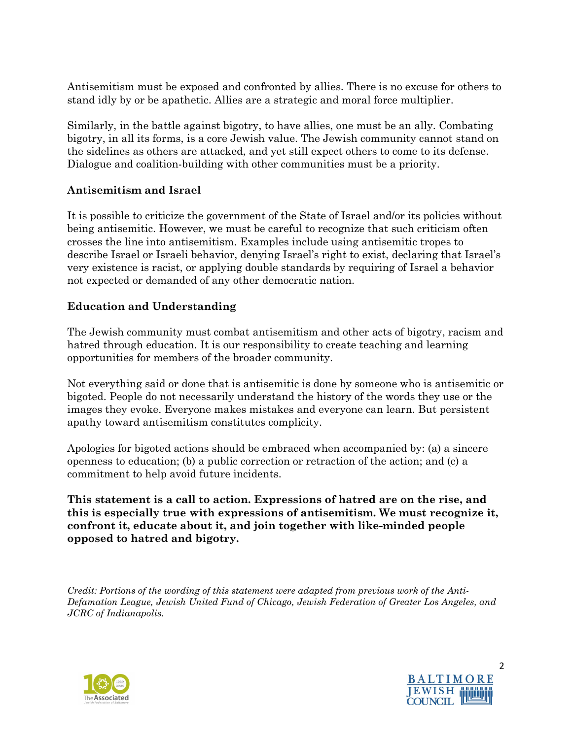Antisemitism must be exposed and confronted by allies. There is no excuse for others to stand idly by or be apathetic. Allies are a strategic and moral force multiplier.

Similarly, in the battle against bigotry, to have allies, one must be an ally. Combating bigotry, in all its forms, is a core Jewish value. The Jewish community cannot stand on the sidelines as others are attacked, and yet still expect others to come to its defense. Dialogue and coalition-building with other communities must be a priority.

## Antisemitism and Israel

It is possible to criticize the government of the State of Israel and/or its policies without being antisemitic. However, we must be careful to recognize that such criticism often crosses the line into antisemitism. Examples include using antisemitic tropes to describe Israel or Israeli behavior, denying Israel's right to exist, declaring that Israel's very existence is racist, or applying double standards by requiring of Israel a behavior not expected or demanded of any other democratic nation.

## Education and Understanding

The Jewish community must combat antisemitism and other acts of bigotry, racism and hatred through education. It is our responsibility to create teaching and learning opportunities for members of the broader community.

Not everything said or done that is antisemitic is done by someone who is antisemitic or bigoted. People do not necessarily understand the history of the words they use or the images they evoke. Everyone makes mistakes and everyone can learn. But persistent apathy toward antisemitism constitutes complicity.

Apologies for bigoted actions should be embraced when accompanied by: (a) a sincere openness to education; (b) a public correction or retraction of the action; and (c) a commitment to help avoid future incidents.

**This statement is a call to action. Expressions of hatred are on the rise, and this is especially true with expressions of antisemitism. We must recognize it, confront it, educate about it, and join together with like-minded people opposed to hatred and bigotry.**

*Credit: Portions of the wording of this statement were adapted from previous work of the Anti-Defamation League, Jewish United Fund of Chicago, Jewish Federation of Greater Los Angeles, and JCRC of Indianapolis.*